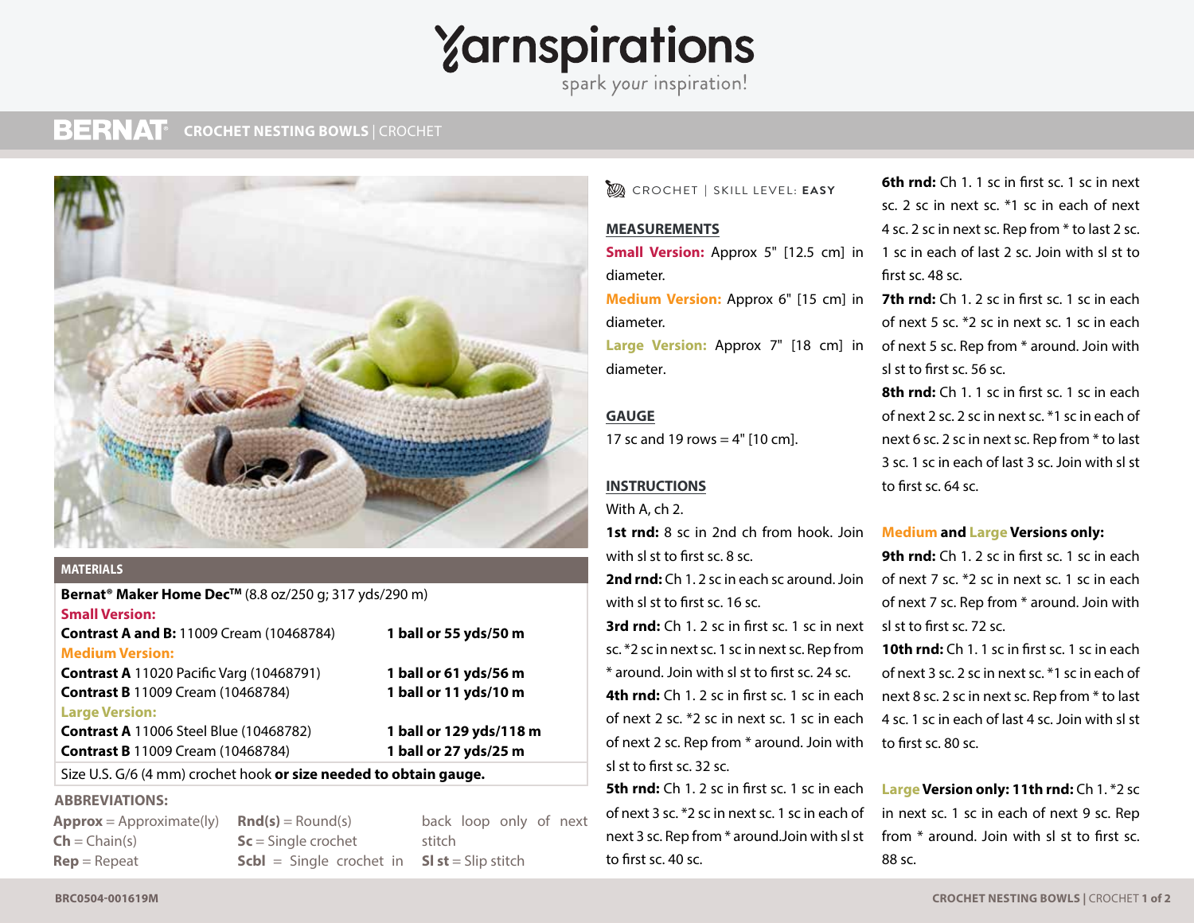# BERNAT CROCHET NESTING BOWLS | CROCHET

## MATERIALS

| | |
|---|---|
| **Bernat® Maker Home Dec™** (8.8 oz/250 g; 317 yds/290 m) | |
| **Small Version:** | |
| **Contrast A and B:** 11009 Cream (10468784) | **1 ball or 55 yds/50 m** |
| **Medium Version:** | |
| **Contrast A** 11020 Pacific Varg (10468791) | **1 ball or 61 yds/56 m** |
| **Contrast B** 11009 Cream (10468784) | **1 ball or 11 yds/10 m** |
| **Large Version:** | |
| **Contrast A** 11006 Steel Blue (10468782) | **1 ball or 129 yds/118 m** |
| **Contrast B** 11009 Cream (10468784) | **1 ball or 27 yds/25 m** |
| Size U.S. G/6 (4 mm) crochet hook **or size needed to obtain gauge.** | |

## ABBREVIATIONS:

**Approx** = Approximate(ly)
**Ch** = Chain(s)
**Rep** = Repeat
**Rnd(s)** = Round(s)
**Sc** = Single crochet
**Scbl** = Single crochet in back loop only of next stitch
**Sl st** = Slip stitch

CROCHET | SKILL LEVEL: **EASY**

## MEASUREMENTS

**Small Version:** Approx 5" [12.5 cm] in diameter.

**Medium Version:** Approx 6" [15 cm] in diameter.

**Large Version:** Approx 7" [18 cm] in diameter.

## GAUGE

17 sc and 19 rows = 4" [10 cm].

## INSTRUCTIONS

With A, ch 2.

**1st rnd:** 8 sc in 2nd ch from hook. Join with sl st to first sc. 8 sc.

**2nd rnd:** Ch 1. 2 sc in each sc around. Join with sl st to first sc. 16 sc.

**3rd rnd:** Ch 1. 2 sc in first sc. 1 sc in next sc. *2 sc in next sc. 1 sc in next sc. Rep from * around. Join with sl st to first sc. 24 sc.

**4th rnd:** Ch 1. 2 sc in first sc. 1 sc in each of next 2 sc. *2 sc in next sc. 1 sc in each of next 2 sc. Rep from * around. Join with sl st to first sc. 32 sc.

**5th rnd:** Ch 1. 2 sc in first sc. 1 sc in each of next 3 sc. *2 sc in next sc. 1 sc in each of next 3 sc. Rep from * around.Join with sl st to first sc. 40 sc.

**6th rnd:** Ch 1. 1 sc in first sc. 1 sc in next sc. 2 sc in next sc. *1 sc in each of next 4 sc. 2 sc in next sc. Rep from * to last 2 sc. 1 sc in each of last 2 sc. Join with sl st to first sc. 48 sc.

**7th rnd:** Ch 1. 2 sc in first sc. 1 sc in each of next 5 sc. *2 sc in next sc. 1 sc in each of next 5 sc. Rep from * around. Join with sl st to first sc. 56 sc.

**8th rnd:** Ch 1. 1 sc in first sc. 1 sc in each of next 2 sc. 2 sc in next sc. *1 sc in each of next 6 sc. 2 sc in next sc. Rep from * to last 3 sc. 1 sc in each of last 3 sc. Join with sl st to first sc. 64 sc.

**Medium and Large Versions only:**

**9th rnd:** Ch 1. 2 sc in first sc. 1 sc in each of next 7 sc. *2 sc in next sc. 1 sc in each of next 7 sc. Rep from * around. Join with sl st to first sc. 72 sc.

**10th rnd:** Ch 1. 1 sc in first sc. 1 sc in each of next 3 sc. 2 sc in next sc. *1 sc in each of next 8 sc. 2 sc in next sc. Rep from * to last 4 sc. 1 sc in each of last 4 sc. Join with sl st to first sc. 80 sc.

**Large Version only: 11th rnd:** Ch 1. *2 sc in next sc. 1 sc in each of next 9 sc. Rep from * around. Join with sl st to first sc. 88 sc.

BRC0504-001619M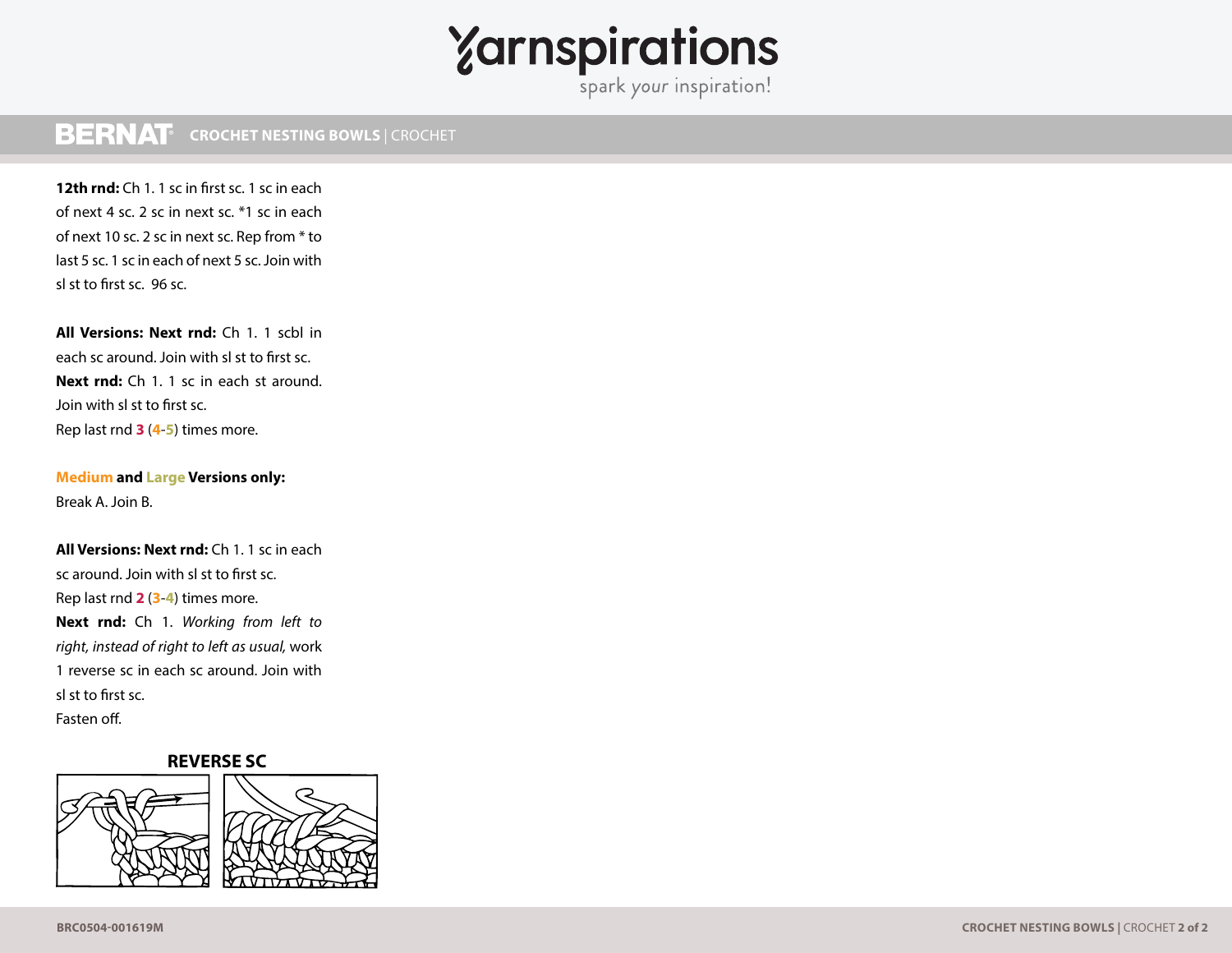**12th rnd:** Ch 1. 1 sc in first sc. 1 sc in each of next 4 sc. 2 sc in next sc. *1 sc in each of next 10 sc. 2 sc in next sc. Rep from * to last 5 sc. 1 sc in each of next 5 sc. Join with sl st to first sc. 96 sc.

**All Versions: Next rnd:** Ch 1. 1 scbl in each sc around. Join with sl st to first sc.
**Next rnd:** Ch 1. 1 sc in each st around. Join with sl st to first sc.
Rep last rnd **3** (**4**-**5**) times more.

**Medium and Large Versions only:**
Break A. Join B.

**All Versions: Next rnd:** Ch 1. 1 sc in each sc around. Join with sl st to first sc.
Rep last rnd **2** (**3**-**4**) times more.
**Next rnd:** Ch 1. *Working from left to right, instead of right to left as usual,* work 1 reverse sc in each sc around. Join with sl st to first sc.
Fasten off.

**REVERSE SC**